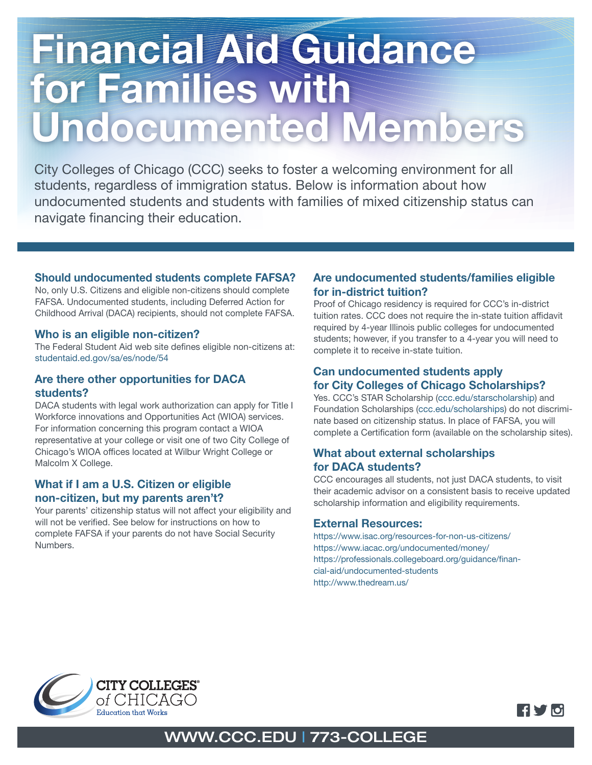# Financial Aid Guidance for Families with Undocumented Members

City Colleges of Chicago (CCC) seeks to foster a welcoming environment for all students, regardless of immigration status. Below is information about how undocumented students and students with families of mixed citizenship status can navigate financing their education.

### Should undocumented students complete FAFSA?

No, only U.S. Citizens and eligible non-citizens should complete FAFSA. Undocumented students, including Deferred Action for Childhood Arrival (DACA) recipients, should not complete FAFSA.

### Who is an eligible non-citizen?

The Federal Student Aid web site defines eligible non-citizens at: studentaid.ed.gov/sa/es/node/54

### Are there other opportunities for DACA students?

DACA students with legal work authorization can apply for Title I Workforce innovations and Opportunities Act (WIOA) services. For information concerning this program contact a WIOA representative at your college or visit one of two City College of Chicago's WIOA offices located at Wilbur Wright College or Malcolm X College.

### What if I am a U.S. Citizen or eligible non-citizen, but my parents aren't?

Your parents' citizenship status will not affect your eligibility and will not be verified. See below for instructions on how to complete FAFSA if your parents do not have Social Security Numbers.

### Are undocumented students/families eligible for in-district tuition?

Proof of Chicago residency is required for CCC's in-district tuition rates. CCC does not require the in-state tuition affidavit required by 4-year Illinois public colleges for undocumented students; however, if you transfer to a 4-year you will need to complete it to receive in-state tuition.

### Can undocumented students apply for City Colleges of Chicago Scholarships?

Yes. CCC's STAR Scholarship (ccc.edu/starscholarship) and Foundation Scholarships (ccc.edu/scholarships) do not discriminate based on citizenship status. In place of FAFSA, you will complete a Certification form (available on the scholarship sites).

### What about external scholarships for DACA students?

CCC encourages all students, not just DACA students, to visit their academic advisor on a consistent basis to receive updated scholarship information and eligibility requirements.

### External Resources:

https://www.isac.org/resources-for-non-us-citizens/
https://www.iacac.org/undocumented/money/
https://professionals.collegeboard.org/guidance/financial-aid/undocumented-students
http://www.thedream.us/

CITY COLLEGES of CHICAGO
Education that Works

WWW.CCC.EDU | 773-COLLEGE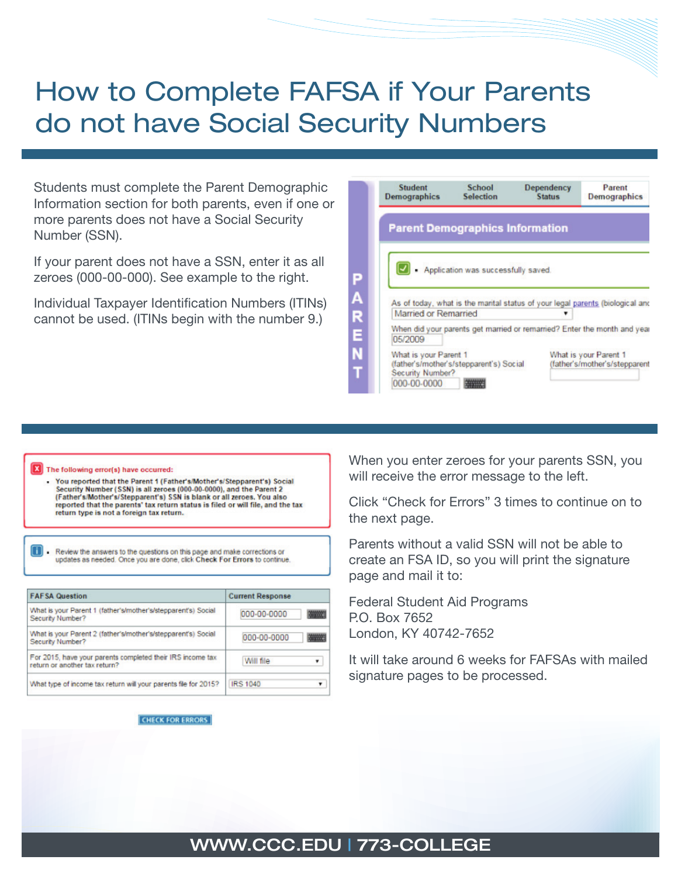# How to Complete FAFSA if Your Parents do not have Social Security Numbers

Students must complete the Parent Demographic Information section for both parents, even if one or more parents does not have a Social Security Number (SSN).

If your parent does not have a SSN, enter it as all zeroes (000-00-000). See example to the right.

Individual Taxpayer Identification Numbers (ITINs) cannot be used. (ITINs begin with the number 9.)

Student Demographics | School Selection | Dependency Status | Parent Demographics

PARENT

**Parent Demographics Information**

- Application was successfully saved.

As of today, what is the marital status of your legal parents (biological and

Married or Remarried

When did your parents get married or remarried? Enter the month and year

05/2009

What is your Parent 1 (father's/mother's/stepparent's) Social Security Number?

000-00-0000

What is your Parent 1 (father's/mother's/stepparent

**The following error(s) have occurred:**

- **You reported that the Parent 1 (Father's/Mother's/Stepparent's) Social Security Number (SSN) is all zeroes (000-00-0000), and the Parent 2 (Father's/Mother's/Stepparent's) SSN is blank or all zeroes. You also reported that the parents' tax return status is filed or will file, and the tax return type is not a foreign tax return.**

- Review the answers to the questions on this page and make corrections or updates as needed. Once you are done, click **Check For Errors** to continue.

| FAFSA Question | Current Response |
|---|---|
| What is your Parent 1 (father's/mother's/stepparent's) Social Security Number? | 000-00-0000 |
| What is your Parent 2 (father's/mother's/stepparent's) Social Security Number? | 000-00-0000 |
| For 2015, have your parents completed their IRS income tax return or another tax return? | Will file |
| What type of income tax return will your parents file for 2015? | IRS 1040 |

CHECK FOR ERRORS

When you enter zeroes for your parents SSN, you will receive the error message to the left.

Click "Check for Errors" 3 times to continue on to the next page.

Parents without a valid SSN will not be able to create an FSA ID, so you will print the signature page and mail it to:

Federal Student Aid Programs
P.O. Box 7652
London, KY 40742-7652

It will take around 6 weeks for FAFSAs with mailed signature pages to be processed.

WWW.CCC.EDU | 773-COLLEGE